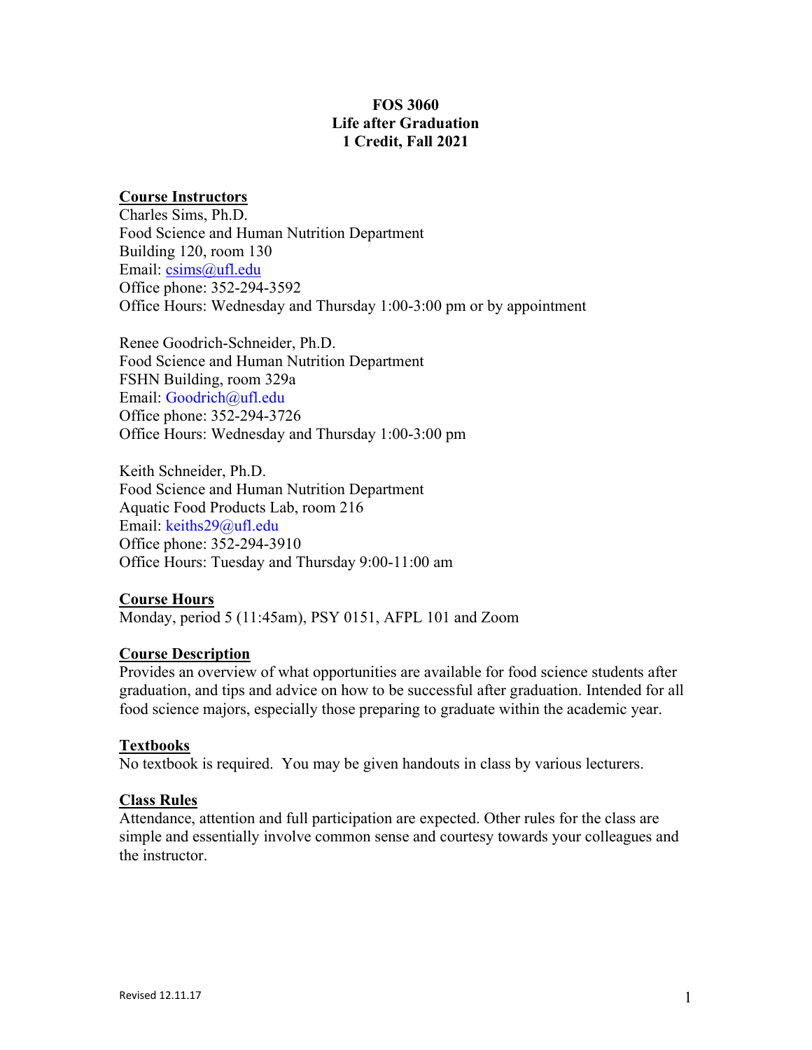**FOS 3060**
**Life after Graduation**
**1 Credit, Fall 2021**

## Course Instructors

Charles Sims, Ph.D.
Food Science and Human Nutrition Department
Building 120, room 130
Email: csims@ufl.edu
Office phone: 352-294-3592
Office Hours: Wednesday and Thursday 1:00-3:00 pm or by appointment

Renee Goodrich-Schneider, Ph.D.
Food Science and Human Nutrition Department
FSHN Building, room 329a
Email: Goodrich@ufl.edu
Office phone: 352-294-3726
Office Hours: Wednesday and Thursday 1:00-3:00 pm

Keith Schneider, Ph.D.
Food Science and Human Nutrition Department
Aquatic Food Products Lab, room 216
Email: keiths29@ufl.edu
Office phone: 352-294-3910
Office Hours: Tuesday and Thursday 9:00-11:00 am

## Course Hours

Monday, period 5 (11:45am), PSY 0151, AFPL 101 and Zoom

## Course Description

Provides an overview of what opportunities are available for food science students after graduation, and tips and advice on how to be successful after graduation. Intended for all food science majors, especially those preparing to graduate within the academic year.

## Textbooks

No textbook is required. You may be given handouts in class by various lecturers.

## Class Rules

Attendance, attention and full participation are expected. Other rules for the class are simple and essentially involve common sense and courtesy towards your colleagues and the instructor.

Revised 12.11.17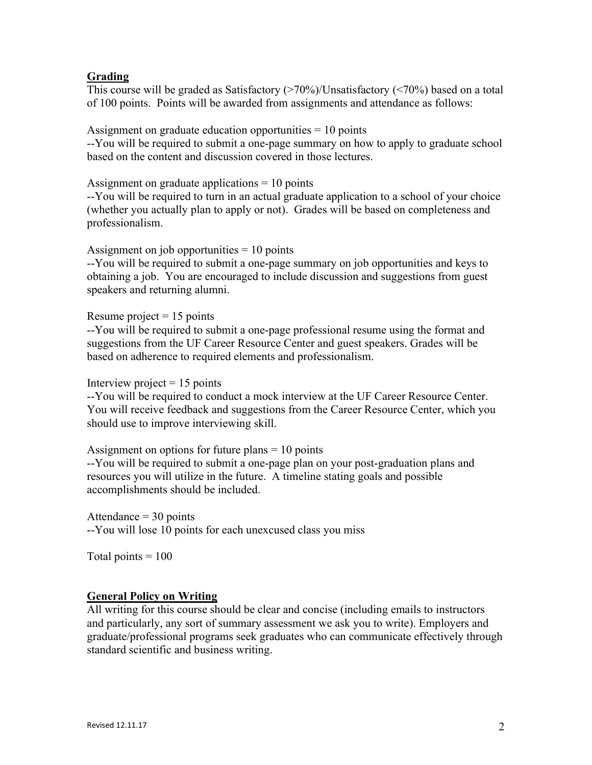## Grading

This course will be graded as Satisfactory (>70%)/Unsatisfactory (<70%) based on a total of 100 points. Points will be awarded from assignments and attendance as follows:

Assignment on graduate education opportunities = 10 points
--You will be required to submit a one-page summary on how to apply to graduate school based on the content and discussion covered in those lectures.

Assignment on graduate applications = 10 points
--You will be required to turn in an actual graduate application to a school of your choice (whether you actually plan to apply or not). Grades will be based on completeness and professionalism.

Assignment on job opportunities = 10 points
--You will be required to submit a one-page summary on job opportunities and keys to obtaining a job. You are encouraged to include discussion and suggestions from guest speakers and returning alumni.

Resume project = 15 points
--You will be required to submit a one-page professional resume using the format and suggestions from the UF Career Resource Center and guest speakers. Grades will be based on adherence to required elements and professionalism.

Interview project = 15 points
--You will be required to conduct a mock interview at the UF Career Resource Center. You will receive feedback and suggestions from the Career Resource Center, which you should use to improve interviewing skill.

Assignment on options for future plans = 10 points
--You will be required to submit a one-page plan on your post-graduation plans and resources you will utilize in the future. A timeline stating goals and possible accomplishments should be included.

Attendance = 30 points
--You will lose 10 points for each unexcused class you miss

Total points = 100

## General Policy on Writing

All writing for this course should be clear and concise (including emails to instructors and particularly, any sort of summary assessment we ask you to write). Employers and graduate/professional programs seek graduates who can communicate effectively through standard scientific and business writing.

Revised 12.11.17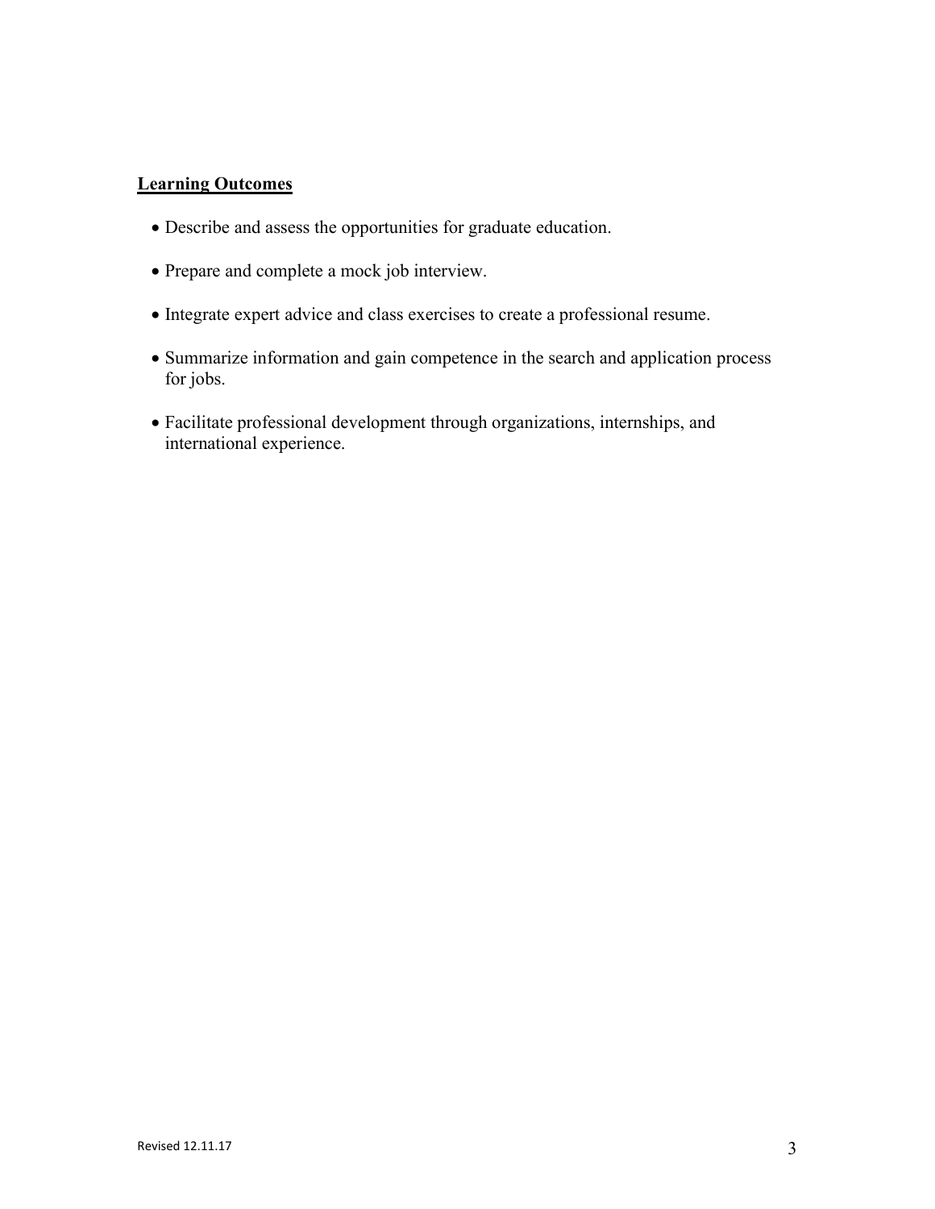## Learning Outcomes

- Describe and assess the opportunities for graduate education.
- Prepare and complete a mock job interview.
- Integrate expert advice and class exercises to create a professional resume.
- Summarize information and gain competence in the search and application process for jobs.
- Facilitate professional development through organizations, internships, and international experience.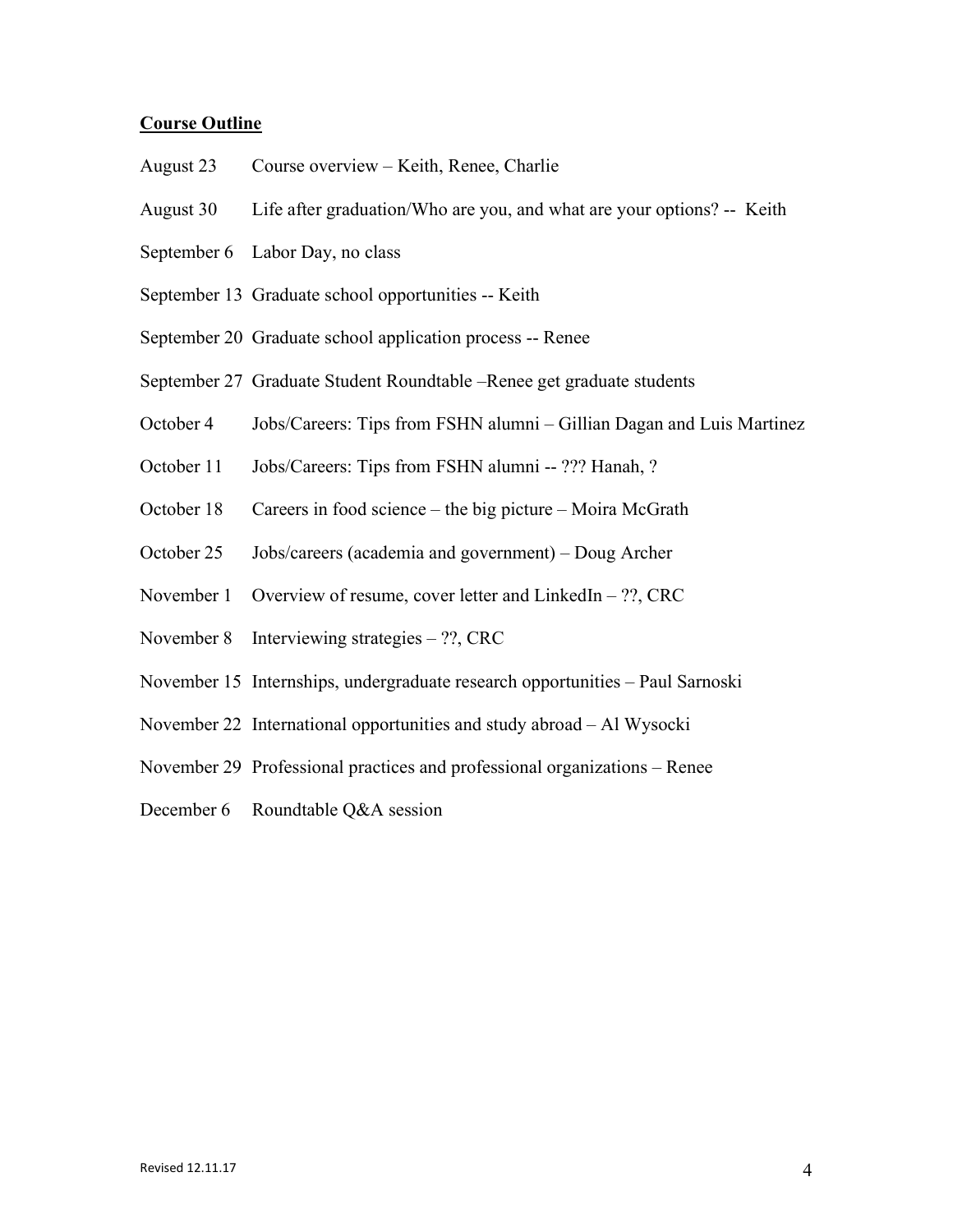**Course Outline**

| | |
|---|---|
| August 23 | Course overview – Keith, Renee, Charlie |
| August 30 | Life after graduation/Who are you, and what are your options? -- Keith |
| September 6 | Labor Day, no class |
| September 13 | Graduate school opportunities -- Keith |
| September 20 | Graduate school application process -- Renee |
| September 27 | Graduate Student Roundtable –Renee get graduate students |
| October 4 | Jobs/Careers: Tips from FSHN alumni – Gillian Dagan and Luis Martinez |
| October 11 | Jobs/Careers: Tips from FSHN alumni -- ??? Hanah, ? |
| October 18 | Careers in food science – the big picture – Moira McGrath |
| October 25 | Jobs/careers (academia and government) – Doug Archer |
| November 1 | Overview of resume, cover letter and LinkedIn – ??, CRC |
| November 8 | Interviewing strategies – ??, CRC |
| November 15 | Internships, undergraduate research opportunities – Paul Sarnoski |
| November 22 | International opportunities and study abroad – Al Wysocki |
| November 29 | Professional practices and professional organizations – Renee |
| December 6 | Roundtable Q&A session |

Revised 12.11.17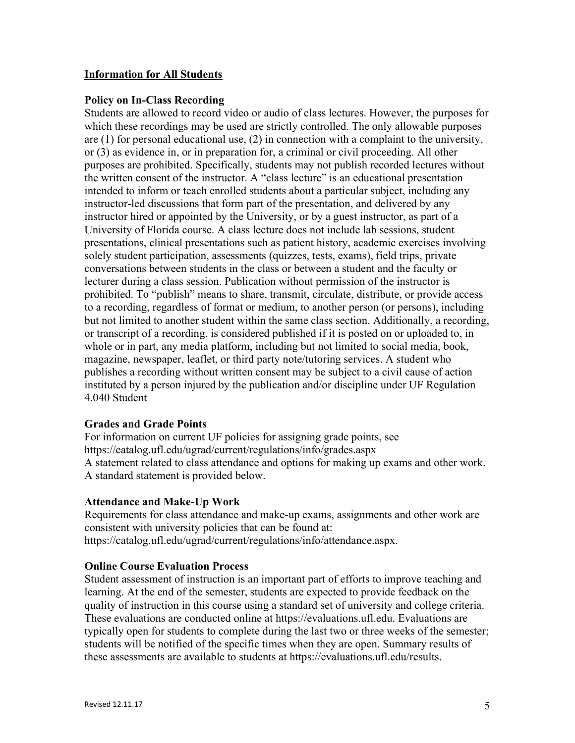## Information for All Students

### Policy on In-Class Recording

Students are allowed to record video or audio of class lectures. However, the purposes for which these recordings may be used are strictly controlled. The only allowable purposes are (1) for personal educational use, (2) in connection with a complaint to the university, or (3) as evidence in, or in preparation for, a criminal or civil proceeding. All other purposes are prohibited. Specifically, students may not publish recorded lectures without the written consent of the instructor. A "class lecture" is an educational presentation intended to inform or teach enrolled students about a particular subject, including any instructor-led discussions that form part of the presentation, and delivered by any instructor hired or appointed by the University, or by a guest instructor, as part of a University of Florida course. A class lecture does not include lab sessions, student presentations, clinical presentations such as patient history, academic exercises involving solely student participation, assessments (quizzes, tests, exams), field trips, private conversations between students in the class or between a student and the faculty or lecturer during a class session. Publication without permission of the instructor is prohibited. To "publish" means to share, transmit, circulate, distribute, or provide access to a recording, regardless of format or medium, to another person (or persons), including but not limited to another student within the same class section. Additionally, a recording, or transcript of a recording, is considered published if it is posted on or uploaded to, in whole or in part, any media platform, including but not limited to social media, book, magazine, newspaper, leaflet, or third party note/tutoring services. A student who publishes a recording without written consent may be subject to a civil cause of action instituted by a person injured by the publication and/or discipline under UF Regulation 4.040 Student

### Grades and Grade Points

For information on current UF policies for assigning grade points, see https://catalog.ufl.edu/ugrad/current/regulations/info/grades.aspx
A statement related to class attendance and options for making up exams and other work. A standard statement is provided below.

### Attendance and Make-Up Work

Requirements for class attendance and make-up exams, assignments and other work are consistent with university policies that can be found at: https://catalog.ufl.edu/ugrad/current/regulations/info/attendance.aspx.

### Online Course Evaluation Process

Student assessment of instruction is an important part of efforts to improve teaching and learning. At the end of the semester, students are expected to provide feedback on the quality of instruction in this course using a standard set of university and college criteria. These evaluations are conducted online at https://evaluations.ufl.edu. Evaluations are typically open for students to complete during the last two or three weeks of the semester; students will be notified of the specific times when they are open. Summary results of these assessments are available to students at https://evaluations.ufl.edu/results.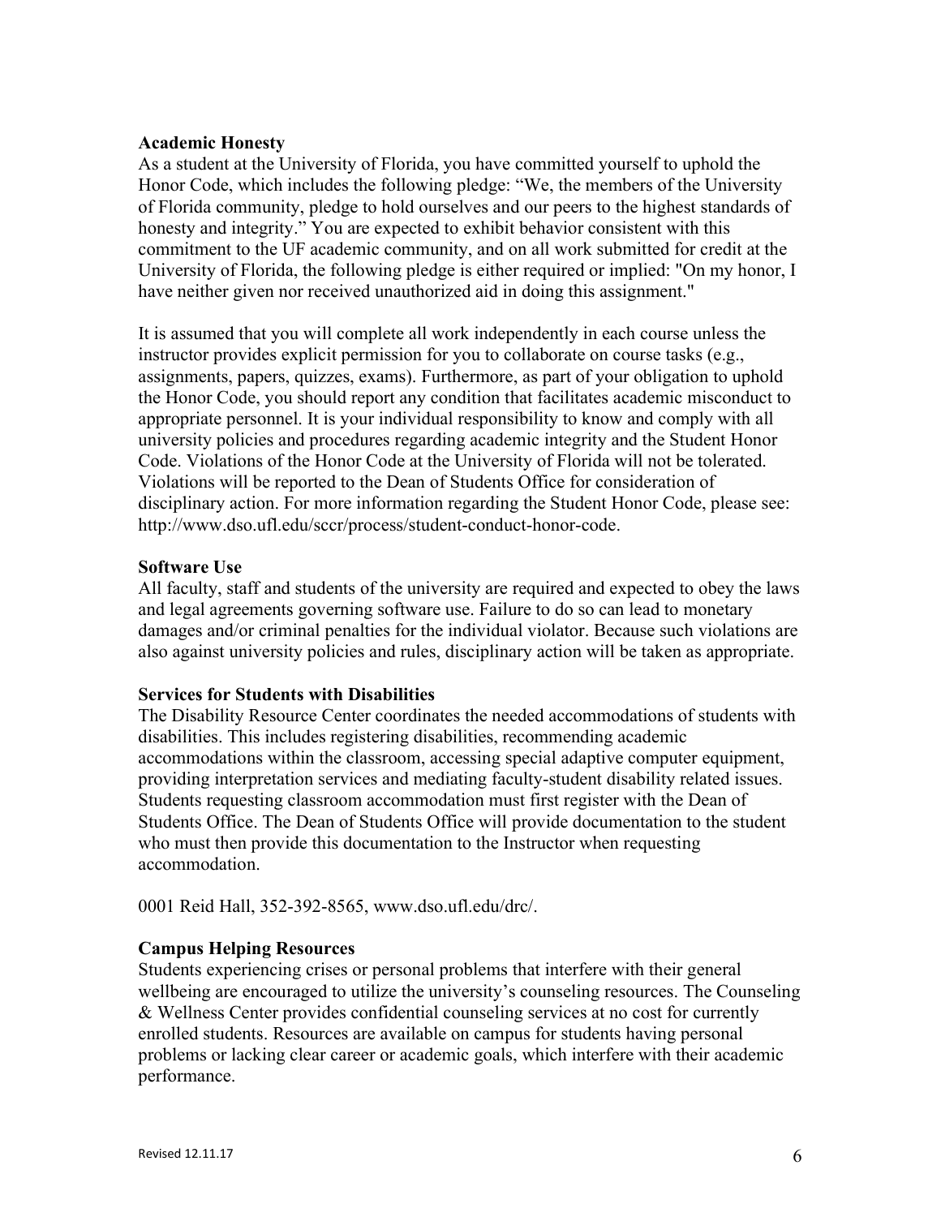**Academic Honesty**

As a student at the University of Florida, you have committed yourself to uphold the Honor Code, which includes the following pledge: "We, the members of the University of Florida community, pledge to hold ourselves and our peers to the highest standards of honesty and integrity." You are expected to exhibit behavior consistent with this commitment to the UF academic community, and on all work submitted for credit at the University of Florida, the following pledge is either required or implied: "On my honor, I have neither given nor received unauthorized aid in doing this assignment."

It is assumed that you will complete all work independently in each course unless the instructor provides explicit permission for you to collaborate on course tasks (e.g., assignments, papers, quizzes, exams). Furthermore, as part of your obligation to uphold the Honor Code, you should report any condition that facilitates academic misconduct to appropriate personnel. It is your individual responsibility to know and comply with all university policies and procedures regarding academic integrity and the Student Honor Code. Violations of the Honor Code at the University of Florida will not be tolerated. Violations will be reported to the Dean of Students Office for consideration of disciplinary action. For more information regarding the Student Honor Code, please see: http://www.dso.ufl.edu/sccr/process/student-conduct-honor-code.

**Software Use**

All faculty, staff and students of the university are required and expected to obey the laws and legal agreements governing software use. Failure to do so can lead to monetary damages and/or criminal penalties for the individual violator. Because such violations are also against university policies and rules, disciplinary action will be taken as appropriate.

**Services for Students with Disabilities**

The Disability Resource Center coordinates the needed accommodations of students with disabilities. This includes registering disabilities, recommending academic accommodations within the classroom, accessing special adaptive computer equipment, providing interpretation services and mediating faculty-student disability related issues. Students requesting classroom accommodation must first register with the Dean of Students Office. The Dean of Students Office will provide documentation to the student who must then provide this documentation to the Instructor when requesting accommodation.

0001 Reid Hall, 352-392-8565, www.dso.ufl.edu/drc/.

**Campus Helping Resources**

Students experiencing crises or personal problems that interfere with their general wellbeing are encouraged to utilize the university's counseling resources. The Counseling & Wellness Center provides confidential counseling services at no cost for currently enrolled students. Resources are available on campus for students having personal problems or lacking clear career or academic goals, which interfere with their academic performance.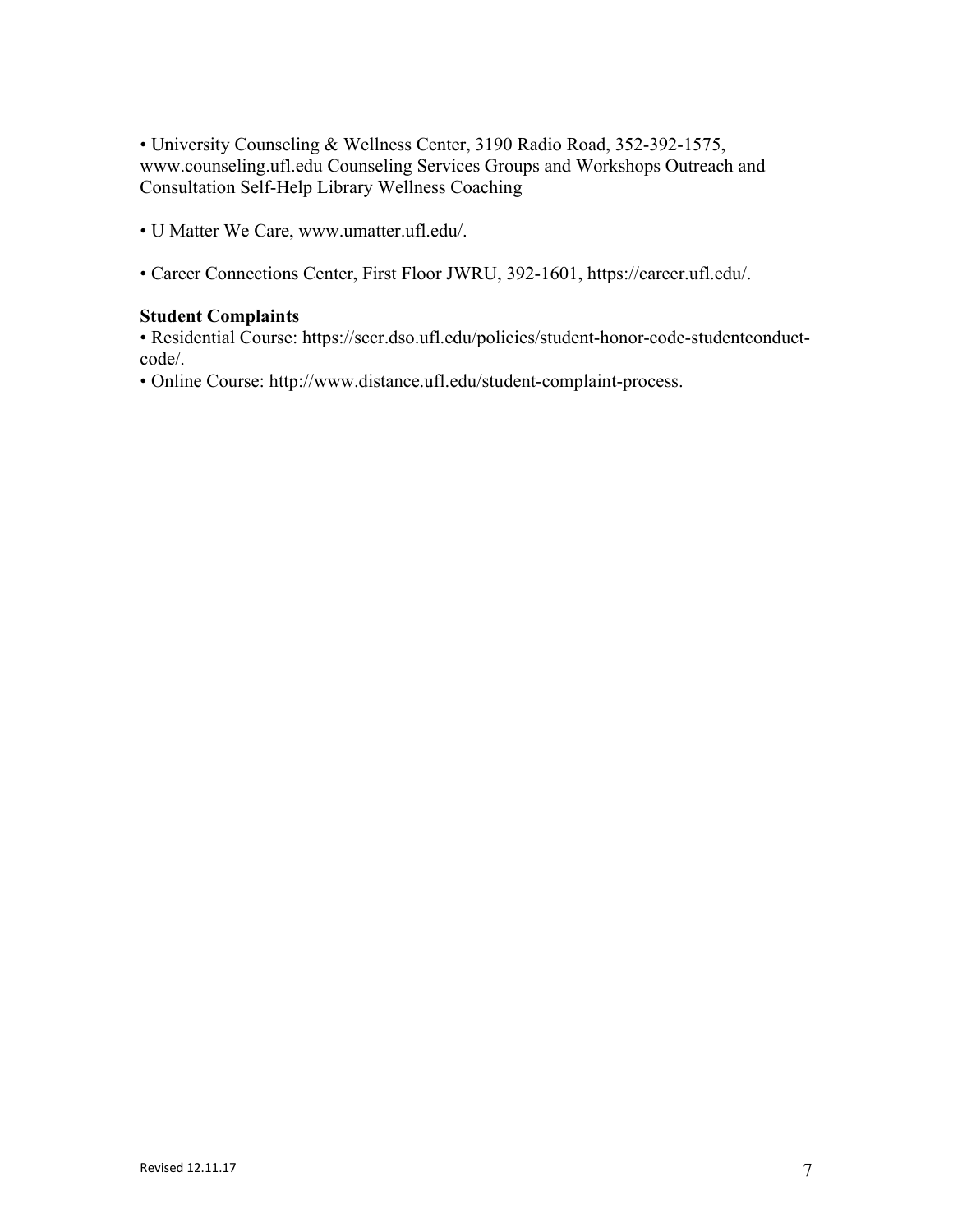• University Counseling & Wellness Center, 3190 Radio Road, 352-392-1575, www.counseling.ufl.edu Counseling Services Groups and Workshops Outreach and Consultation Self-Help Library Wellness Coaching

• U Matter We Care, www.umatter.ufl.edu/.

• Career Connections Center, First Floor JWRU, 392-1601, https://career.ufl.edu/.

**Student Complaints**

• Residential Course: https://sccr.dso.ufl.edu/policies/student-honor-code-studentconduct-code/.

• Online Course: http://www.distance.ufl.edu/student-complaint-process.